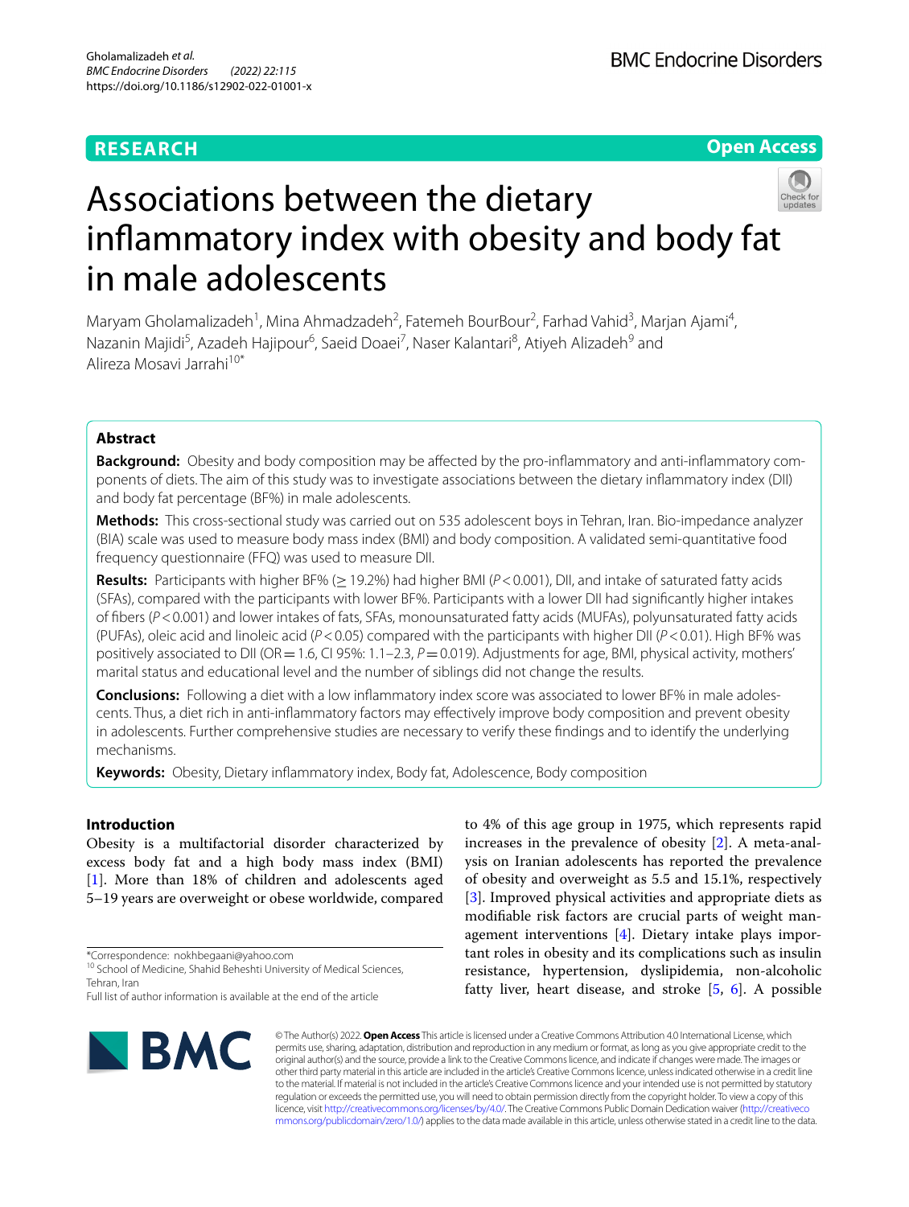RESEARCH

Open Access

# Associations between the dietary inflammatory index with obesity and body fat in male adolescents

Maryam Gholamalizadeh[1], Mina Ahmadzadeh[2], Fatemeh BourBour[2], Farhad Vahid[3], Marjan Ajami[4], Nazanin Majidi[5], Azadeh Hajipour[6], Saeid Doaei[7], Naser Kalantari[8], Atiyeh Alizadeh[9] and Alireza Mosavi Jarrahi[10*]

## Abstract

**Background:** Obesity and body composition may be affected by the pro-inflammatory and anti-inflammatory components of diets. The aim of this study was to investigate associations between the dietary inflammatory index (DII) and body fat percentage (BF%) in male adolescents.

**Methods:** This cross-sectional study was carried out on 535 adolescent boys in Tehran, Iran. Bio-impedance analyzer (BIA) scale was used to measure body mass index (BMI) and body composition. A validated semi-quantitative food frequency questionnaire (FFQ) was used to measure DII.

**Results:** Participants with higher BF% (≥ 19.2%) had higher BMI ($P < 0.001$), DII, and intake of saturated fatty acids (SFAs), compared with the participants with lower BF%. Participants with a lower DII had significantly higher intakes of fibers ($P < 0.001$) and lower intakes of fats, SFAs, monounsaturated fatty acids (MUFAs), polyunsaturated fatty acids (PUFAs), oleic acid and linoleic acid ($P < 0.05$) compared with the participants with higher DII ($P < 0.01$). High BF% was positively associated to DII (OR = 1.6, CI 95%: 1.1–2.3, $P = 0.019$). Adjustments for age, BMI, physical activity, mothers' marital status and educational level and the number of siblings did not change the results.

**Conclusions:** Following a diet with a low inflammatory index score was associated to lower BF% in male adolescents. Thus, a diet rich in anti-inflammatory factors may effectively improve body composition and prevent obesity in adolescents. Further comprehensive studies are necessary to verify these findings and to identify the underlying mechanisms.

**Keywords:** Obesity, Dietary inflammatory index, Body fat, Adolescence, Body composition

## Introduction

Obesity is a multifactorial disorder characterized by excess body fat and a high body mass index (BMI) [1]. More than 18% of children and adolescents aged 5–19 years are overweight or obese worldwide, compared to 4% of this age group in 1975, which represents rapid increases in the prevalence of obesity [2]. A meta-analysis on Iranian adolescents has reported the prevalence of obesity and overweight as 5.5 and 15.1%, respectively [3]. Improved physical activities and appropriate diets as modifiable risk factors are crucial parts of weight management interventions [4]. Dietary intake plays important roles in obesity and its complications such as insulin resistance, hypertension, dyslipidemia, non-alcoholic fatty liver, heart disease, and stroke [5, 6]. A possible

*Correspondence: nokhbegaani@yahoo.com
[10] School of Medicine, Shahid Beheshti University of Medical Sciences, Tehran, Iran
Full list of author information is available at the end of the article

© The Author(s) 2022. **Open Access** This article is licensed under a Creative Commons Attribution 4.0 International License, which permits use, sharing, adaptation, distribution and reproduction in any medium or format, as long as you give appropriate credit to the original author(s) and the source, provide a link to the Creative Commons licence, and indicate if changes were made. The images or other third party material in this article are included in the article's Creative Commons licence, unless indicated otherwise in a credit line to the material. If material is not included in the article's Creative Commons licence and your intended use is not permitted by statutory regulation or exceeds the permitted use, you will need to obtain permission directly from the copyright holder. To view a copy of this licence, visit http://creativecommons.org/licenses/by/4.0/. The Creative Commons Public Domain Dedication waiver (http://creativecommons.org/publicdomain/zero/1.0/) applies to the data made available in this article, unless otherwise stated in a credit line to the data.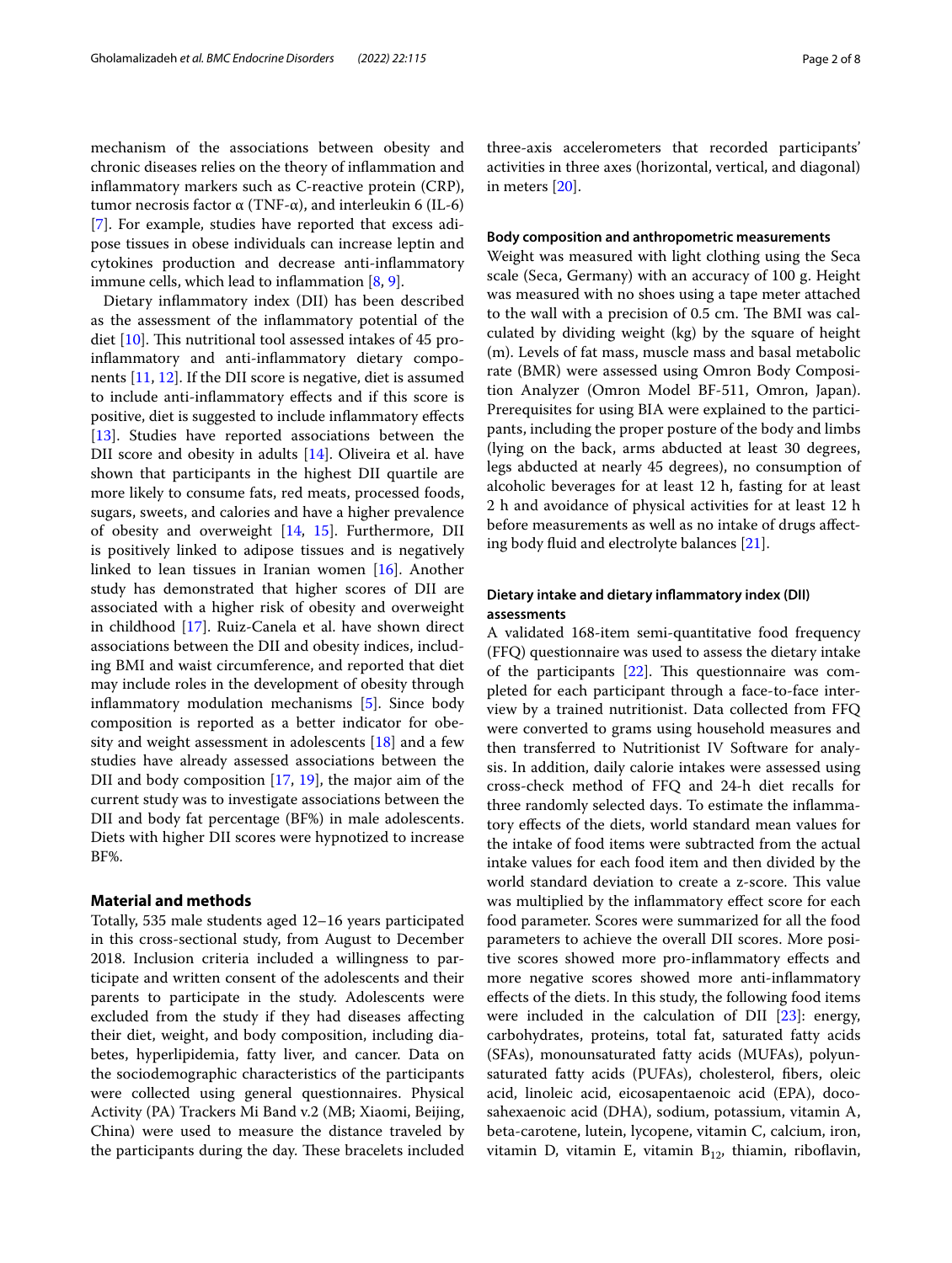mechanism of the associations between obesity and chronic diseases relies on the theory of inflammation and inflammatory markers such as C-reactive protein (CRP), tumor necrosis factor α (TNF-α), and interleukin 6 (IL-6) [7]. For example, studies have reported that excess adipose tissues in obese individuals can increase leptin and cytokines production and decrease anti-inflammatory immune cells, which lead to inflammation [8, 9].

Dietary inflammatory index (DII) has been described as the assessment of the inflammatory potential of the diet [10]. This nutritional tool assessed intakes of 45 pro-inflammatory and anti-inflammatory dietary components [11, 12]. If the DII score is negative, diet is assumed to include anti-inflammatory effects and if this score is positive, diet is suggested to include inflammatory effects [13]. Studies have reported associations between the DII score and obesity in adults [14]. Oliveira et al. have shown that participants in the highest DII quartile are more likely to consume fats, red meats, processed foods, sugars, sweets, and calories and have a higher prevalence of obesity and overweight [14, 15]. Furthermore, DII is positively linked to adipose tissues and is negatively linked to lean tissues in Iranian women [16]. Another study has demonstrated that higher scores of DII are associated with a higher risk of obesity and overweight in childhood [17]. Ruiz-Canela et al. have shown direct associations between the DII and obesity indices, including BMI and waist circumference, and reported that diet may include roles in the development of obesity through inflammatory modulation mechanisms [5]. Since body composition is reported as a better indicator for obesity and weight assessment in adolescents [18] and a few studies have already assessed associations between the DII and body composition [17, 19], the major aim of the current study was to investigate associations between the DII and body fat percentage (BF%) in male adolescents. Diets with higher DII scores were hypnotized to increase BF%.

## Material and methods

Totally, 535 male students aged 12–16 years participated in this cross-sectional study, from August to December 2018. Inclusion criteria included a willingness to participate and written consent of the adolescents and their parents to participate in the study. Adolescents were excluded from the study if they had diseases affecting their diet, weight, and body composition, including diabetes, hyperlipidemia, fatty liver, and cancer. Data on the sociodemographic characteristics of the participants were collected using general questionnaires. Physical Activity (PA) Trackers Mi Band v.2 (MB; Xiaomi, Beijing, China) were used to measure the distance traveled by the participants during the day. These bracelets included three-axis accelerometers that recorded participants' activities in three axes (horizontal, vertical, and diagonal) in meters [20].

### Body composition and anthropometric measurements

Weight was measured with light clothing using the Seca scale (Seca, Germany) with an accuracy of 100 g. Height was measured with no shoes using a tape meter attached to the wall with a precision of 0.5 cm. The BMI was calculated by dividing weight (kg) by the square of height (m). Levels of fat mass, muscle mass and basal metabolic rate (BMR) were assessed using Omron Body Composition Analyzer (Omron Model BF-511, Omron, Japan). Prerequisites for using BIA were explained to the participants, including the proper posture of the body and limbs (lying on the back, arms abducted at least 30 degrees, legs abducted at nearly 45 degrees), no consumption of alcoholic beverages for at least 12 h, fasting for at least 2 h and avoidance of physical activities for at least 12 h before measurements as well as no intake of drugs affecting body fluid and electrolyte balances [21].

### Dietary intake and dietary inflammatory index (DII) assessments

A validated 168-item semi-quantitative food frequency (FFQ) questionnaire was used to assess the dietary intake of the participants [22]. This questionnaire was completed for each participant through a face-to-face interview by a trained nutritionist. Data collected from FFQ were converted to grams using household measures and then transferred to Nutritionist IV Software for analysis. In addition, daily calorie intakes were assessed using cross-check method of FFQ and 24-h diet recalls for three randomly selected days. To estimate the inflammatory effects of the diets, world standard mean values for the intake of food items were subtracted from the actual intake values for each food item and then divided by the world standard deviation to create a z-score. This value was multiplied by the inflammatory effect score for each food parameter. Scores were summarized for all the food parameters to achieve the overall DII scores. More positive scores showed more pro-inflammatory effects and more negative scores showed more anti-inflammatory effects of the diets. In this study, the following food items were included in the calculation of DII [23]: energy, carbohydrates, proteins, total fat, saturated fatty acids (SFAs), monounsaturated fatty acids (MUFAs), polyunsaturated fatty acids (PUFAs), cholesterol, fibers, oleic acid, linoleic acid, eicosapentaenoic acid (EPA), docosahexaenoic acid (DHA), sodium, potassium, vitamin A, beta-carotene, lutein, lycopene, vitamin C, calcium, iron, vitamin D, vitamin E, vitamin $B_{12}$, thiamin, riboflavin,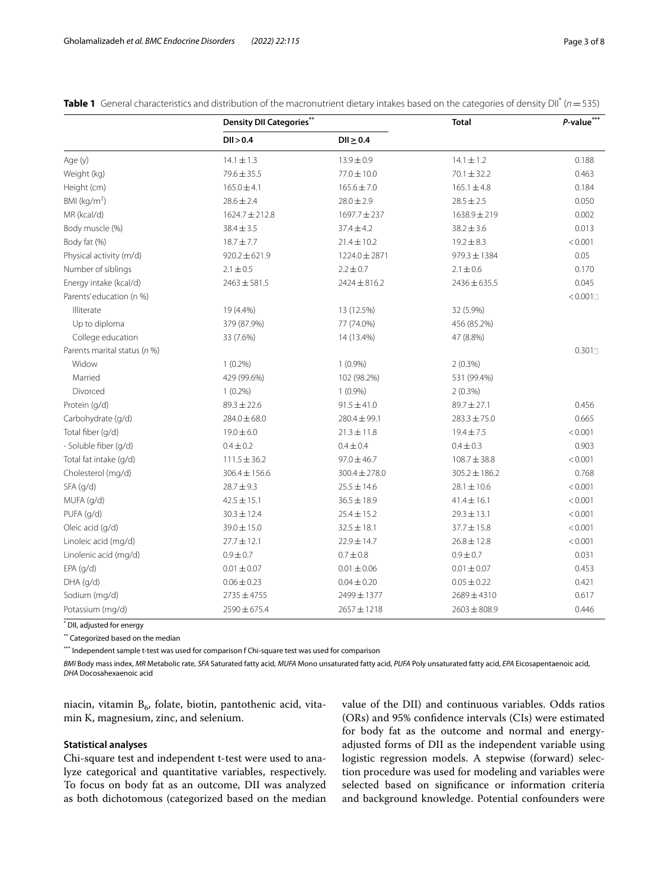**Table 1** General characteristics and distribution of the macronutrient dietary intakes based on the categories of density DII[*] ($n = 535$)

| | Density DII Categories[**] | | Total | P-value[***] |
|---|---|---|---|---|
| | DII > 0.4 | DII ≥ 0.4 | | |
| Age (y) | 14.1 ± 1.3 | 13.9 ± 0.9 | 14.1 ± 1.2 | 0.188 |
| Weight (kg) | 79.6 ± 35.5 | 77.0 ± 10.0 | 70.1 ± 32.2 | 0.463 |
| Height (cm) | 165.0 ± 4.1 | 165.6 ± 7.0 | 165.1 ± 4.8 | 0.184 |
| BMI (kg/m$^2$) | 28.6 ± 2.4 | 28.0 ± 2.9 | 28.5 ± 2.5 | 0.050 |
| MR (kcal/d) | 1624.7 ± 212.8 | 1697.7 ± 237 | 1638.9 ± 219 | 0.002 |
| Body muscle (%) | 38.4 ± 3.5 | 37.4 ± 4.2 | 38.2 ± 3.6 | 0.013 |
| Body fat (%) | 18.7 ± 7.7 | 21.4 ± 10.2 | 19.2 ± 8.3 | < 0.001 |
| Physical activity (m/d) | 920.2 ± 621.9 | 1224.0 ± 2871 | 979.3 ± 1384 | 0.05 |
| Number of siblings | 2.1 ± 0.5 | 2.2 ± 0.7 | 2.1 ± 0.6 | 0.170 |
| Energy intake (kcal/d) | 2463 ± 581.5 | 2424 ± 816.2 | 2436 ± 635.5 | 0.045 |
| Parents' education (n %) | | | | < 0.001□ |
| Illiterate | 19 (4.4%) | 13 (12.5%) | 32 (5.9%) | |
| Up to diploma | 379 (87.9%) | 77 (74.0%) | 456 (85.2%) | |
| College education | 33 (7.6%) | 14 (13.4%) | 47 (8.8%) | |
| Parents marital status (n %) | | | | 0.301□ |
| Widow | 1 (0.2%) | 1 (0.9%) | 2 (0.3%) | |
| Married | 429 (99.6%) | 102 (98.2%) | 531 (99.4%) | |
| Divorced | 1 (0.2%) | 1 (0.9%) | 2 (0.3%) | |
| Protein (g/d) | 89.3 ± 22.6 | 91.5 ± 41.0 | 89.7 ± 27.1 | 0.456 |
| Carbohydrate (g/d) | 284.0 ± 68.0 | 280.4 ± 99.1 | 283.3 ± 75.0 | 0.665 |
| Total fiber (g/d) | 19.0 ± 6.0 | 21.3 ± 11.8 | 19.4 ± 7.5 | < 0.001 |
| - Soluble fiber (g/d) | 0.4 ± 0.2 | 0.4 ± 0.4 | 0.4 ± 0.3 | 0.903 |
| Total fat intake (g/d) | 111.5 ± 36.2 | 97.0 ± 46.7 | 108.7 ± 38.8 | < 0.001 |
| Cholesterol (mg/d) | 306.4 ± 156.6 | 300.4 ± 278.0 | 305.2 ± 186.2 | 0.768 |
| SFA (g/d) | 28.7 ± 9.3 | 25.5 ± 14.6 | 28.1 ± 10.6 | < 0.001 |
| MUFA (g/d) | 42.5 ± 15.1 | 36.5 ± 18.9 | 41.4 ± 16.1 | < 0.001 |
| PUFA (g/d) | 30.3 ± 12.4 | 25.4 ± 15.2 | 29.3 ± 13.1 | < 0.001 |
| Oleic acid (g/d) | 39.0 ± 15.0 | 32.5 ± 18.1 | 37.7 ± 15.8 | < 0.001 |
| Linoleic acid (mg/d) | 27.7 ± 12.1 | 22.9 ± 14.7 | 26.8 ± 12.8 | < 0.001 |
| Linolenic acid (mg/d) | 0.9 ± 0.7 | 0.7 ± 0.8 | 0.9 ± 0.7 | 0.031 |
| EPA (g/d) | 0.01 ± 0.07 | 0.01 ± 0.06 | 0.01 ± 0.07 | 0.453 |
| DHA (g/d) | 0.06 ± 0.23 | 0.04 ± 0.20 | 0.05 ± 0.22 | 0.421 |
| Sodium (mg/d) | 2735 ± 4755 | 2499 ± 1377 | 2689 ± 4310 | 0.617 |
| Potassium (mg/d) | 2590 ± 675.4 | 2657 ± 1218 | 2603 ± 808.9 | 0.446 |

[*] DII, adjusted for energy

[**] Categorized based on the median

[***] Independent sample t-test was used for comparison f Chi-square test was used for comparison

*BMI* Body mass index, *MR* Metabolic rate, *SFA* Saturated fatty acid, *MUFA* Mono unsaturated fatty acid, *PUFA* Poly unsaturated fatty acid, *EPA* Eicosapentaenoic acid, *DHA* Docosahexaenoic acid

niacin, vitamin $B_6$, folate, biotin, pantothenic acid, vitamin K, magnesium, zinc, and selenium.

### Statistical analyses

Chi-square test and independent t-test were used to analyze categorical and quantitative variables, respectively. To focus on body fat as an outcome, DII was analyzed as both dichotomous (categorized based on the median value of the DII) and continuous variables. Odds ratios (ORs) and 95% confidence intervals (CIs) were estimated for body fat as the outcome and normal and energy-adjusted forms of DII as the independent variable using logistic regression models. A stepwise (forward) selection procedure was used for modeling and variables were selected based on significance or information criteria and background knowledge. Potential confounders were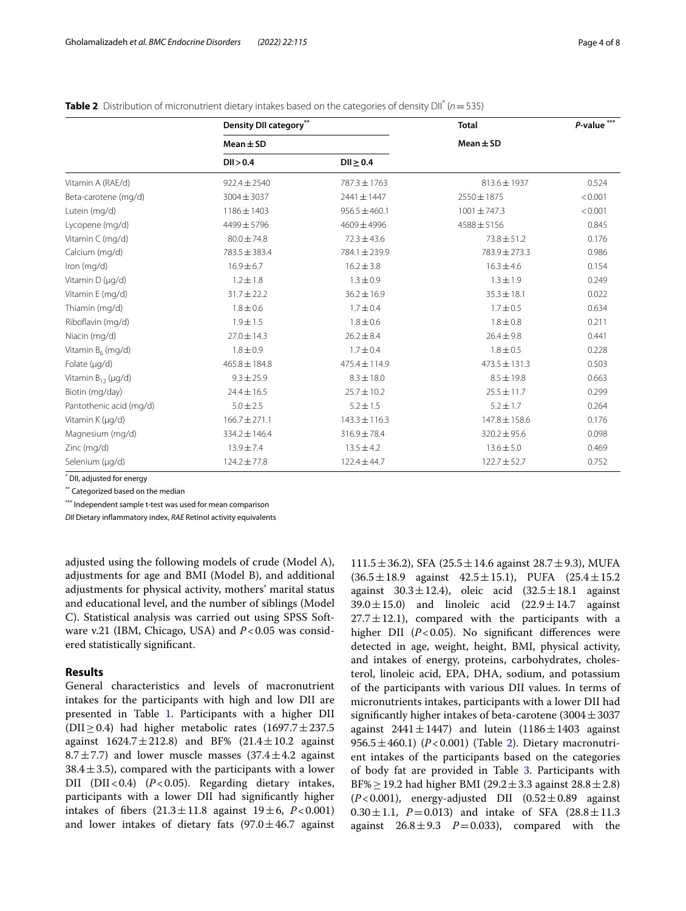**Table 2** Distribution of micronutrient dietary intakes based on the categories of density DII[*] ($n = 535$)

| | Density DII category[**] | | Total | P-value[***] |
|---|---|---|---|---|
| | Mean ± SD | | Mean ± SD | |
| | DII > 0.4 | DII ≥ 0.4 | | |
| Vitamin A (RAE/d) | 922.4 ± 2540 | 787.3 ± 1763 | 813.6 ± 1937 | 0.524 |
| Beta-carotene (mg/d) | 3004 ± 3037 | 2441 ± 1447 | 2550 ± 1875 | < 0.001 |
| Lutein (mg/d) | 1186 ± 1403 | 956.5 ± 460.1 | 1001 ± 747.3 | < 0.001 |
| Lycopene (mg/d) | 4499 ± 5796 | 4609 ± 4996 | 4588 ± 5156 | 0.845 |
| Vitamin C (mg/d) | 80.0 ± 74.8 | 72.3 ± 43.6 | 73.8 ± 51.2 | 0.176 |
| Calcium (mg/d) | 783.5 ± 383.4 | 784.1 ± 239.9 | 783.9 ± 273.3 | 0.986 |
| Iron (mg/d) | 16.9 ± 6.7 | 16.2 ± 3.8 | 16.3 ± 4.6 | 0.154 |
| Vitamin D (µg/d) | 1.2 ± 1.8 | 1.3 ± 0.9 | 1.3 ± 1.9 | 0.249 |
| Vitamin E (mg/d) | 31.7 ± 22.2 | 36.2 ± 16.9 | 35.3 ± 18.1 | 0.022 |
| Thiamin (mg/d) | 1.8 ± 0.6 | 1.7 ± 0.4 | 1.7 ± 0.5 | 0.634 |
| Riboflavin (mg/d) | 1.9 ± 1.5 | 1.8 ± 0.6 | 1.8 ± 0.8 | 0.211 |
| Niacin (mg/d) | 27.0 ± 14.3 | 26.2 ± 8.4 | 26.4 ± 9.8 | 0.441 |
| Vitamin $B_6$ (mg/d) | 1.8 ± 0.9 | 1.7 ± 0.4 | 1.8 ± 0.5 | 0.228 |
| Folate (µg/d) | 465.8 ± 184.8 | 475.4 ± 114.9 | 473.5 ± 131.3 | 0.503 |
| Vitamin $B_{12}$ (µg/d) | 9.3 ± 25.9 | 8.3 ± 18.0 | 8.5 ± 19.8 | 0.663 |
| Biotin (mg/day) | 24.4 ± 16.5 | 25.7 ± 10.2 | 25.5 ± 11.7 | 0.299 |
| Pantothenic acid (mg/d) | 5.0 ± 2.5 | 5.2 ± 1.5 | 5.2 ± 1.7 | 0.264 |
| Vitamin K (µg/d) | 166.7 ± 271.1 | 143.3 ± 116.3 | 147.8 ± 158.6 | 0.176 |
| Magnesium (mg/d) | 334.2 ± 146.4 | 316.9 ± 78.4 | 320.2 ± 95.6 | 0.098 |
| Zinc (mg/d) | 13.9 ± 7.4 | 13.5 ± 4.2 | 13.6 ± 5.0 | 0.469 |
| Selenium (µg/d) | 124.2 ± 77.8 | 122.4 ± 44.7 | 122.7 ± 52.7 | 0.752 |

[*] DII, adjusted for energy

[**] Categorized based on the median

[***] Independent sample t-test was used for mean comparison

*DII* Dietary inflammatory index, *RAE* Retinol activity equivalents

adjusted using the following models of crude (Model A), adjustments for age and BMI (Model B), and additional adjustments for physical activity, mothers' marital status and educational level, and the number of siblings (Model C). Statistical analysis was carried out using SPSS Software v.21 (IBM, Chicago, USA) and $P < 0.05$ was considered statistically significant.

## Results

General characteristics and levels of macronutrient intakes for the participants with high and low DII are presented in Table 1. Participants with a higher DII (DII ≥ 0.4) had higher metabolic rates (1697.7 ± 237.5 against 1624.7 ± 212.8) and BF% (21.4 ± 10.2 against 8.7 ± 7.7) and lower muscle masses (37.4 ± 4.2 against 38.4 ± 3.5), compared with the participants with a lower DII (DII < 0.4) ($P < 0.05$). Regarding dietary intakes, participants with a lower DII had significantly higher intakes of fibers (21.3 ± 11.8 against 19 ± 6, $P < 0.001$) and lower intakes of dietary fats (97.0 ± 46.7 against 111.5 ± 36.2), SFA (25.5 ± 14.6 against 28.7 ± 9.3), MUFA (36.5 ± 18.9 against 42.5 ± 15.1), PUFA (25.4 ± 15.2 against 30.3 ± 12.4), oleic acid (32.5 ± 18.1 against 39.0 ± 15.0) and linoleic acid (22.9 ± 14.7 against 27.7 ± 12.1), compared with the participants with a higher DII ($P < 0.05$). No significant differences were detected in age, weight, height, BMI, physical activity, and intakes of energy, proteins, carbohydrates, cholesterol, linoleic acid, EPA, DHA, sodium, and potassium of the participants with various DII values. In terms of micronutrients intakes, participants with a lower DII had significantly higher intakes of beta-carotene (3004 ± 3037 against 2441 ± 1447) and lutein (1186 ± 1403 against 956.5 ± 460.1) ($P < 0.001$) (Table 2). Dietary macronutrient intakes of the participants based on the categories of body fat are provided in Table 3. Participants with BF% ≥ 19.2 had higher BMI (29.2 ± 3.3 against 28.8 ± 2.8) ($P < 0.001$), energy-adjusted DII (0.52 ± 0.89 against 0.30 ± 1.1, $P = 0.013$) and intake of SFA (28.8 ± 11.3 against 26.8 ± 9.3 $P = 0.033$), compared with the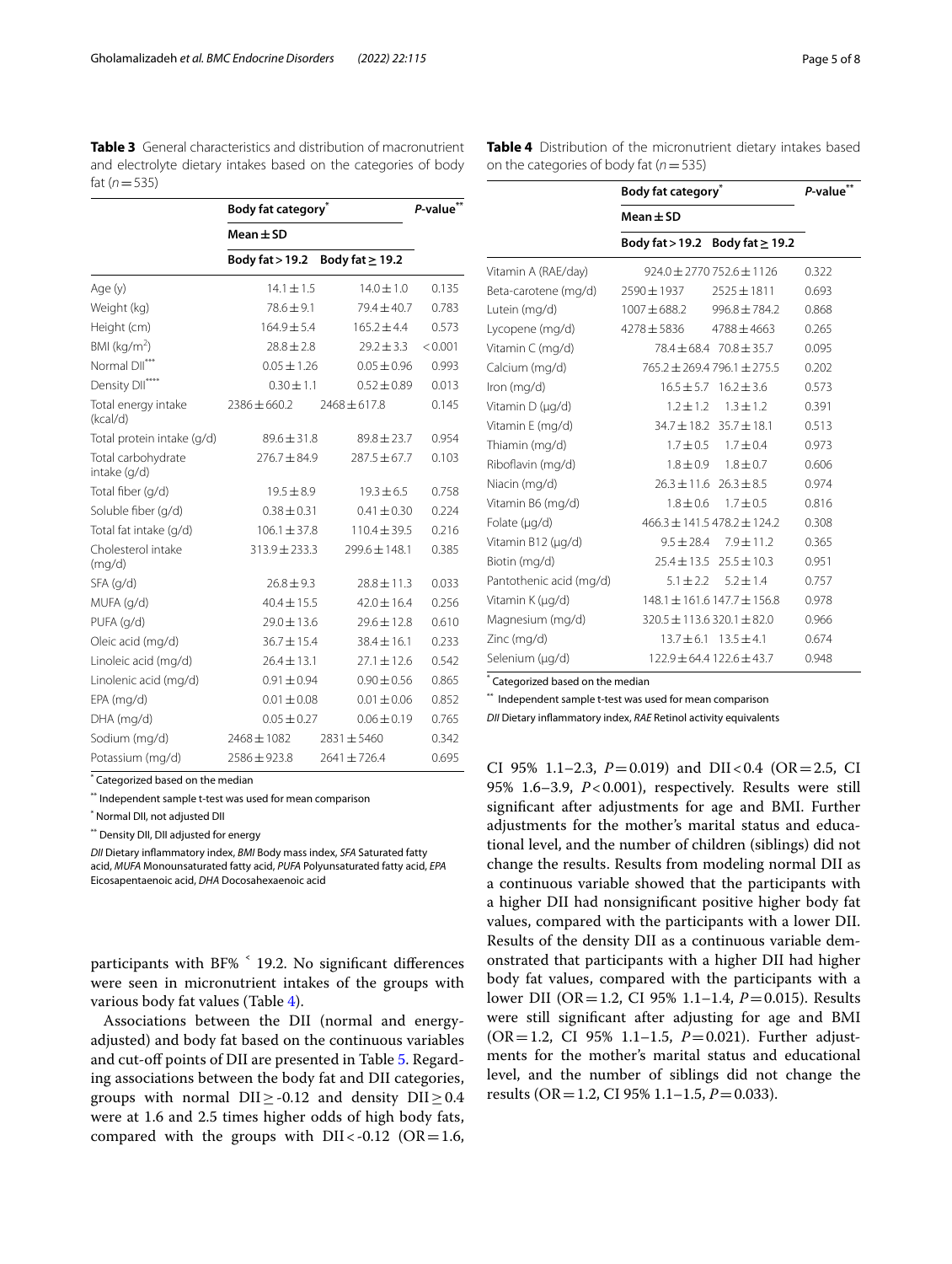**Table 3** General characteristics and distribution of macronutrient and electrolyte dietary intakes based on the categories of body fat (n = 535)

| | Body fat category[*] | | P-value[**] |
|---|---|---|---|
| | Mean ± SD | | |
| | Body fat > 19.2 | Body fat ≥ 19.2 | |
| Age (y) | 14.1 ± 1.5 | 14.0 ± 1.0 | 0.135 |
| Weight (kg) | 78.6 ± 9.1 | 79.4 ± 40.7 | 0.783 |
| Height (cm) | 164.9 ± 5.4 | 165.2 ± 4.4 | 0.573 |
| BMI (kg/m$^2$) | 28.8 ± 2.8 | 29.2 ± 3.3 | < 0.001 |
| Normal DII[***] | 0.05 ± 1.26 | 0.05 ± 0.96 | 0.993 |
| Density DII[****] | 0.30 ± 1.1 | 0.52 ± 0.89 | 0.013 |
| Total energy intake (kcal/d) | 2386 ± 660.2 | 2468 ± 617.8 | 0.145 |
| Total protein intake (g/d) | 89.6 ± 31.8 | 89.8 ± 23.7 | 0.954 |
| Total carbohydrate intake (g/d) | 276.7 ± 84.9 | 287.5 ± 67.7 | 0.103 |
| Total fiber (g/d) | 19.5 ± 8.9 | 19.3 ± 6.5 | 0.758 |
| Soluble fiber (g/d) | 0.38 ± 0.31 | 0.41 ± 0.30 | 0.224 |
| Total fat intake (g/d) | 106.1 ± 37.8 | 110.4 ± 39.5 | 0.216 |
| Cholesterol intake (mg/d) | 313.9 ± 233.3 | 299.6 ± 148.1 | 0.385 |
| SFA (g/d) | 26.8 ± 9.3 | 28.8 ± 11.3 | 0.033 |
| MUFA (g/d) | 40.4 ± 15.5 | 42.0 ± 16.4 | 0.256 |
| PUFA (g/d) | 29.0 ± 13.6 | 29.6 ± 12.8 | 0.610 |
| Oleic acid (mg/d) | 36.7 ± 15.4 | 38.4 ± 16.1 | 0.233 |
| Linoleic acid (mg/d) | 26.4 ± 13.1 | 27.1 ± 12.6 | 0.542 |
| Linolenic acid (mg/d) | 0.91 ± 0.94 | 0.90 ± 0.56 | 0.865 |
| EPA (mg/d) | 0.01 ± 0.08 | 0.01 ± 0.06 | 0.852 |
| DHA (mg/d) | 0.05 ± 0.27 | 0.06 ± 0.19 | 0.765 |
| Sodium (mg/d) | 2468 ± 1082 | 2831 ± 5460 | 0.342 |
| Potassium (mg/d) | 2586 ± 923.8 | 2641 ± 726.4 | 0.695 |

[*] Categorized based on the median

[**] Independent sample t-test was used for mean comparison

[*] Normal DII, not adjusted DII

[**] Density DII, DII adjusted for energy

*DII* Dietary inflammatory index, *BMI* Body mass index, *SFA* Saturated fatty acid, *MUFA* Monounsaturated fatty acid, *PUFA* Polyunsaturated fatty acid, *EPA* Eicosapentaenoic acid, *DHA* Docosahexaenoic acid

participants with BF% ˂ 19.2. No significant differences were seen in micronutrient intakes of the groups with various body fat values (Table 4).

Associations between the DII (normal and energy-adjusted) and body fat based on the continuous variables and cut-off points of DII are presented in Table 5. Regarding associations between the body fat and DII categories, groups with normal DII ≥ -0.12 and density DII ≥ 0.4 were at 1.6 and 2.5 times higher odds of high body fats, compared with the groups with DII < -0.12 (OR = 1.6, CI 95% 1.1–2.3, $P = 0.019$) and DII < 0.4 (OR = 2.5, CI 95% 1.6–3.9, $P < 0.001$), respectively. Results were still significant after adjustments for age and BMI. Further adjustments for the mother's marital status and educational level, and the number of children (siblings) did not change the results. Results from modeling normal DII as a continuous variable showed that the participants with a higher DII had nonsignificant positive higher body fat values, compared with the participants with a lower DII. Results of the density DII as a continuous variable demonstrated that participants with a higher DII had higher body fat values, compared with the participants with a lower DII (OR = 1.2, CI 95% 1.1–1.4, $P = 0.015$). Results were still significant after adjusting for age and BMI (OR = 1.2, CI 95% 1.1–1.5, $P = 0.021$). Further adjustments for the mother's marital status and educational level, and the number of siblings did not change the results (OR = 1.2, CI 95% 1.1–1.5, $P = 0.033$).

**Table 4** Distribution of the micronutrient dietary intakes based on the categories of body fat (n = 535)

| | Body fat category[*] | | P-value[**] |
|---|---|---|---|
| | Mean ± SD | | |
| | Body fat > 19.2 | Body fat ≥ 19.2 | |
| Vitamin A (RAE/day) | 924.0 ± 2770 | 752.6 ± 1126 | 0.322 |
| Beta-carotene (mg/d) | 2590 ± 1937 | 2525 ± 1811 | 0.693 |
| Lutein (mg/d) | 1007 ± 688.2 | 996.8 ± 784.2 | 0.868 |
| Lycopene (mg/d) | 4278 ± 5836 | 4788 ± 4663 | 0.265 |
| Vitamin C (mg/d) | 78.4 ± 68.4 | 70.8 ± 35.7 | 0.095 |
| Calcium (mg/d) | 765.2 ± 269.4 | 796.1 ± 275.5 | 0.202 |
| Iron (mg/d) | 16.5 ± 5.7 | 16.2 ± 3.6 | 0.573 |
| Vitamin D (µg/d) | 1.2 ± 1.2 | 1.3 ± 1.2 | 0.391 |
| Vitamin E (mg/d) | 34.7 ± 18.2 | 35.7 ± 18.1 | 0.513 |
| Thiamin (mg/d) | 1.7 ± 0.5 | 1.7 ± 0.4 | 0.973 |
| Riboflavin (mg/d) | 1.8 ± 0.9 | 1.8 ± 0.7 | 0.606 |
| Niacin (mg/d) | 26.3 ± 11.6 | 26.3 ± 8.5 | 0.974 |
| Vitamin B6 (mg/d) | 1.8 ± 0.6 | 1.7 ± 0.5 | 0.816 |
| Folate (µg/d) | 466.3 ± 141.5 | 478.2 ± 124.2 | 0.308 |
| Vitamin B12 (µg/d) | 9.5 ± 28.4 | 7.9 ± 11.2 | 0.365 |
| Biotin (mg/d) | 25.4 ± 13.5 | 25.5 ± 10.3 | 0.951 |
| Pantothenic acid (mg/d) | 5.1 ± 2.2 | 5.2 ± 1.4 | 0.757 |
| Vitamin K (µg/d) | 148.1 ± 161.6 | 147.7 ± 156.8 | 0.978 |
| Magnesium (mg/d) | 320.5 ± 113.6 | 320.1 ± 82.0 | 0.966 |
| Zinc (mg/d) | 13.7 ± 6.1 | 13.5 ± 4.1 | 0.674 |
| Selenium (µg/d) | 122.9 ± 64.4 | 122.6 ± 43.7 | 0.948 |

[*] Categorized based on the median

[**] Independent sample t-test was used for mean comparison

*DII* Dietary inflammatory index, *RAE* Retinol activity equivalents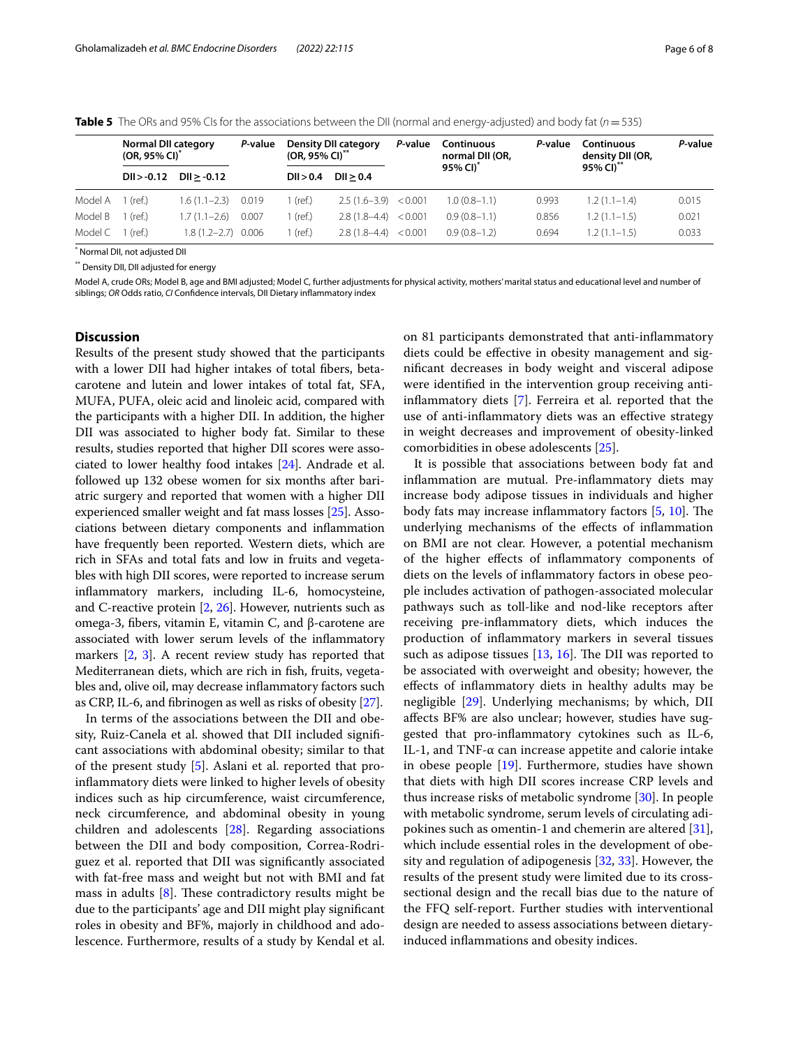**Table 5** The ORs and 95% CIs for the associations between the DII (normal and energy-adjusted) and body fat ($n = 535$)

| | Normal DII category (OR, 95% CI)* | | P-value | Density DII category (OR, 95% CI)** | | P-value | Continuous normal DII (OR, 95% CI)* | P-value | Continuous density DII (OR, 95% CI)** | P-value |
|---|---|---|---|---|---|---|---|---|---|---|
| | DII > -0.12 | DII ≥ -0.12 | | DII > 0.4 | DII ≥ 0.4 | | | | | |
| Model A | 1 (ref.) | 1.6 (1.1–2.3) | 0.019 | 1 (ref.) | 2.5 (1.6–3.9) | < 0.001 | 1.0 (0.8–1.1) | 0.993 | 1.2 (1.1–1.4) | 0.015 |
| Model B | 1 (ref.) | 1.7 (1.1–2.6) | 0.007 | 1 (ref.) | 2.8 (1.8–4.4) | < 0.001 | 0.9 (0.8–1.1) | 0.856 | 1.2 (1.1–1.5) | 0.021 |
| Model C | 1 (ref.) | 1.8 (1.2–2.7) | 0.006 | 1 (ref.) | 2.8 (1.8–4.4) | < 0.001 | 0.9 (0.8–1.2) | 0.694 | 1.2 (1.1–1.5) | 0.033 |

* Normal DII, not adjusted DII

** Density DII, DII adjusted for energy

Model A, crude ORs; Model B, age and BMI adjusted; Model C, further adjustments for physical activity, mothers' marital status and educational level and number of siblings; *OR* Odds ratio, *CI* Confidence intervals, DII Dietary inflammatory index

## Discussion

Results of the present study showed that the participants with a lower DII had higher intakes of total fibers, beta-carotene and lutein and lower intakes of total fat, SFA, MUFA, PUFA, oleic acid and linoleic acid, compared with the participants with a higher DII. In addition, the higher DII was associated to higher body fat. Similar to these results, studies reported that higher DII scores were associated to lower healthy food intakes [24]. Andrade et al. followed up 132 obese women for six months after bariatric surgery and reported that women with a higher DII experienced smaller weight and fat mass losses [25]. Associations between dietary components and inflammation have frequently been reported. Western diets, which are rich in SFAs and total fats and low in fruits and vegetables with high DII scores, were reported to increase serum inflammatory markers, including IL-6, homocysteine, and C-reactive protein [2, 26]. However, nutrients such as omega-3, fibers, vitamin E, vitamin C, and β-carotene are associated with lower serum levels of the inflammatory markers [2, 3]. A recent review study has reported that Mediterranean diets, which are rich in fish, fruits, vegetables and, olive oil, may decrease inflammatory factors such as CRP, IL-6, and fibrinogen as well as risks of obesity [27].

In terms of the associations between the DII and obesity, Ruiz-Canela et al. showed that DII included significant associations with abdominal obesity; similar to that of the present study [5]. Aslani et al. reported that pro-inflammatory diets were linked to higher levels of obesity indices such as hip circumference, waist circumference, neck circumference, and abdominal obesity in young children and adolescents [28]. Regarding associations between the DII and body composition, Correa-Rodriguez et al. reported that DII was significantly associated with fat-free mass and weight but not with BMI and fat mass in adults [8]. These contradictory results might be due to the participants' age and DII might play significant roles in obesity and BF%, majorly in childhood and adolescence. Furthermore, results of a study by Kendal et al. on 81 participants demonstrated that anti-inflammatory diets could be effective in obesity management and significant decreases in body weight and visceral adipose were identified in the intervention group receiving anti-inflammatory diets [7]. Ferreira et al. reported that the use of anti-inflammatory diets was an effective strategy in weight decreases and improvement of obesity-linked comorbidities in obese adolescents [25].

It is possible that associations between body fat and inflammation are mutual. Pre-inflammatory diets may increase body adipose tissues in individuals and higher body fats may increase inflammatory factors [5, 10]. The underlying mechanisms of the effects of inflammation on BMI are not clear. However, a potential mechanism of the higher effects of inflammatory components of diets on the levels of inflammatory factors in obese people includes activation of pathogen-associated molecular pathways such as toll-like and nod-like receptors after receiving pre-inflammatory diets, which induces the production of inflammatory markers in several tissues such as adipose tissues [13, 16]. The DII was reported to be associated with overweight and obesity; however, the effects of inflammatory diets in healthy adults may be negligible [29]. Underlying mechanisms; by which, DII affects BF% are also unclear; however, studies have suggested that pro-inflammatory cytokines such as IL-6, IL-1, and TNF-α can increase appetite and calorie intake in obese people [19]. Furthermore, studies have shown that diets with high DII scores increase CRP levels and thus increase risks of metabolic syndrome [30]. In people with metabolic syndrome, serum levels of circulating adipokines such as omentin-1 and chemerin are altered [31], which include essential roles in the development of obesity and regulation of adipogenesis [32, 33]. However, the results of the present study were limited due to its cross-sectional design and the recall bias due to the nature of the FFQ self-report. Further studies with interventional design are needed to assess associations between dietary-induced inflammations and obesity indices.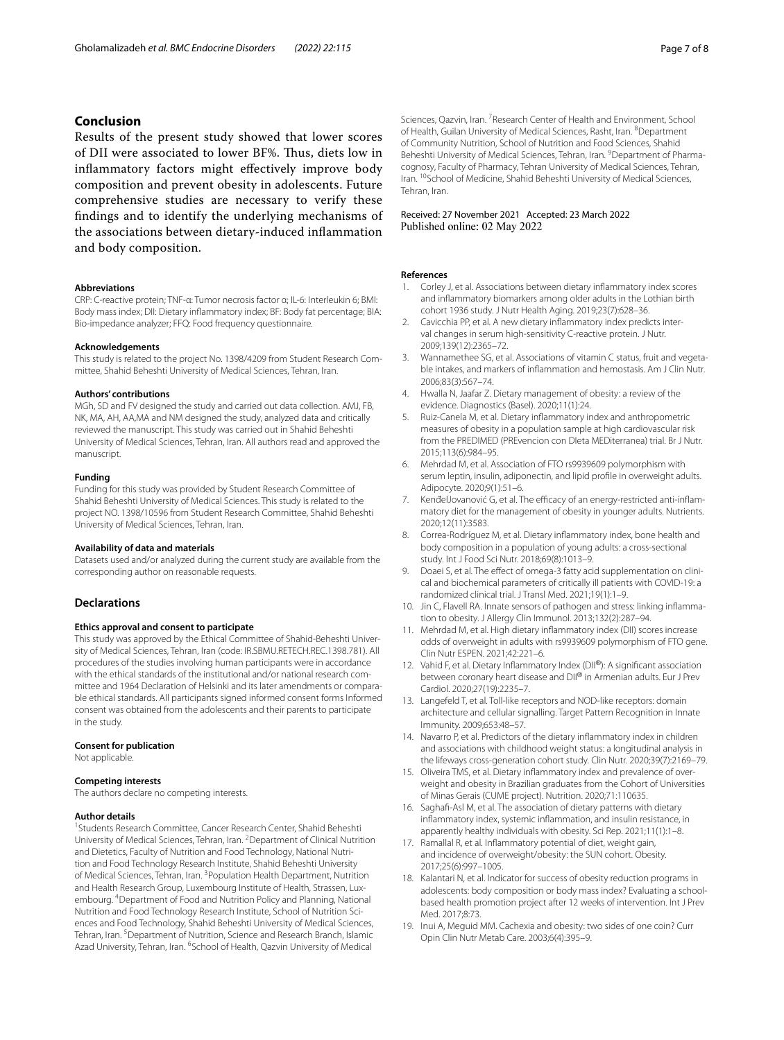## Conclusion

Results of the present study showed that lower scores of DII were associated to lower BF%. Thus, diets low in inflammatory factors might effectively improve body composition and prevent obesity in adolescents. Future comprehensive studies are necessary to verify these findings and to identify the underlying mechanisms of the associations between dietary-induced inflammation and body composition.

#### Abbreviations

CRP: C-reactive protein; TNF-α: Tumor necrosis factor α; IL-6: Interleukin 6; BMI: Body mass index; DII: Dietary inflammatory index; BF: Body fat percentage; BIA: Bio-impedance analyzer; FFQ: Food frequency questionnaire.

#### Acknowledgements

This study is related to the project No. 1398/4209 from Student Research Committee, Shahid Beheshti University of Medical Sciences, Tehran, Iran.

#### Authors' contributions

MGh, SD and FV designed the study and carried out data collection. AMJ, FB, NK, MA, AH, AA,MA and NM designed the study, analyzed data and critically reviewed the manuscript. This study was carried out in Shahid Beheshti University of Medical Sciences, Tehran, Iran. All authors read and approved the manuscript.

#### Funding

Funding for this study was provided by Student Research Committee of Shahid Beheshti University of Medical Sciences. This study is related to the project NO. 1398/10596 from Student Research Committee, Shahid Beheshti University of Medical Sciences, Tehran, Iran.

#### Availability of data and materials

Datasets used and/or analyzed during the current study are available from the corresponding author on reasonable requests.

## Declarations

#### Ethics approval and consent to participate

This study was approved by the Ethical Committee of Shahid-Beheshti University of Medical Sciences, Tehran, Iran (code: IR.SBMU.RETECH.REC.1398.781). All procedures of the studies involving human participants were in accordance with the ethical standards of the institutional and/or national research committee and 1964 Declaration of Helsinki and its later amendments or comparable ethical standards. All participants signed informed consent forms Informed consent was obtained from the adolescents and their parents to participate in the study.

#### Consent for publication

Not applicable.

#### Competing interests

The authors declare no competing interests.

#### Author details

[1] Students Research Committee, Cancer Research Center, Shahid Beheshti University of Medical Sciences, Tehran, Iran. [2] Department of Clinical Nutrition and Dietetics, Faculty of Nutrition and Food Technology, National Nutrition and Food Technology Research Institute, Shahid Beheshti University of Medical Sciences, Tehran, Iran. [3] Population Health Department, Nutrition and Health Research Group, Luxembourg Institute of Health, Strassen, Luxembourg. [4] Department of Food and Nutrition Policy and Planning, National Nutrition and Food Technology Research Institute, School of Nutrition Sciences and Food Technology, Shahid Beheshti University of Medical Sciences, Tehran, Iran. [5] Department of Nutrition, Science and Research Branch, Islamic Azad University, Tehran, Iran. [6] School of Health, Qazvin University of Medical Sciences, Qazvin, Iran. [7] Research Center of Health and Environment, School of Health, Guilan University of Medical Sciences, Rasht, Iran. [8] Department of Community Nutrition, School of Nutrition and Food Sciences, Shahid Beheshti University of Medical Sciences, Tehran, Iran. [9] Department of Pharmacognosy, Faculty of Pharmacy, Tehran University of Medical Sciences, Tehran, Iran. [10] School of Medicine, Shahid Beheshti University of Medical Sciences, Tehran, Iran.

Received: 27 November 2021 Accepted: 23 March 2022
Published online: 02 May 2022

#### References

1. Corley J, et al. Associations between dietary inflammatory index scores and inflammatory biomarkers among older adults in the Lothian birth cohort 1936 study. J Nutr Health Aging. 2019;23(7):628–36.
2. Cavicchia PP, et al. A new dietary inflammatory index predicts interval changes in serum high-sensitivity C-reactive protein. J Nutr. 2009;139(12):2365–72.
3. Wannamethee SG, et al. Associations of vitamin C status, fruit and vegetable intakes, and markers of inflammation and hemostasis. Am J Clin Nutr. 2006;83(3):567–74.
4. Hwalla N, Jaafar Z. Dietary management of obesity: a review of the evidence. Diagnostics (Basel). 2020;11(1):24.
5. Ruiz-Canela M, et al. Dietary inflammatory index and anthropometric measures of obesity in a population sample at high cardiovascular risk from the PREDIMED (PREvencion con DIeta MEDiterranea) trial. Br J Nutr. 2015;113(6):984–95.
6. Mehrdad M, et al. Association of FTO rs9939609 polymorphism with serum leptin, insulin, adiponectin, and lipid profile in overweight adults. Adipocyte. 2020;9(1):51–6.
7. KenđelJovanović G, et al. The efficacy of an energy-restricted anti-inflammatory diet for the management of obesity in younger adults. Nutrients. 2020;12(11):3583.
8. Correa-Rodríguez M, et al. Dietary inflammatory index, bone health and body composition in a population of young adults: a cross-sectional study. Int J Food Sci Nutr. 2018;69(8):1013–9.
9. Doaei S, et al. The effect of omega-3 fatty acid supplementation on clinical and biochemical parameters of critically ill patients with COVID-19: a randomized clinical trial. J Transl Med. 2021;19(1):1–9.
10. Jin C, Flavell RA. Innate sensors of pathogen and stress: linking inflammation to obesity. J Allergy Clin Immunol. 2013;132(2):287–94.
11. Mehrdad M, et al. High dietary inflammatory index (DII) scores increase odds of overweight in adults with rs9939609 polymorphism of FTO gene. Clin Nutr ESPEN. 2021;42:221–6.
12. Vahid F, et al. Dietary Inflammatory Index (DII®): A significant association between coronary heart disease and DII® in Armenian adults. Eur J Prev Cardiol. 2020;27(19):2235–7.
13. Langefeld T, et al. Toll-like receptors and NOD-like receptors: domain architecture and cellular signalling. Target Pattern Recognition in Innate Immunity. 2009;653:48–57.
14. Navarro P, et al. Predictors of the dietary inflammatory index in children and associations with childhood weight status: a longitudinal analysis in the lifeways cross-generation cohort study. Clin Nutr. 2020;39(7):2169–79.
15. Oliveira TMS, et al. Dietary inflammatory index and prevalence of overweight and obesity in Brazilian graduates from the Cohort of Universities of Minas Gerais (CUME project). Nutrition. 2020;71:110635.
16. Saghafi-Asl M, et al. The association of dietary patterns with dietary inflammatory index, systemic inflammation, and insulin resistance, in apparently healthy individuals with obesity. Sci Rep. 2021;11(1):1–8.
17. Ramallal R, et al. Inflammatory potential of diet, weight gain, and incidence of overweight/obesity: the SUN cohort. Obesity. 2017;25(6):997–1005.
18. Kalantari N, et al. Indicator for success of obesity reduction programs in adolescents: body composition or body mass index? Evaluating a school-based health promotion project after 12 weeks of intervention. Int J Prev Med. 2017;8:73.
19. Inui A, Meguid MM. Cachexia and obesity: two sides of one coin? Curr Opin Clin Nutr Metab Care. 2003;6(4):395–9.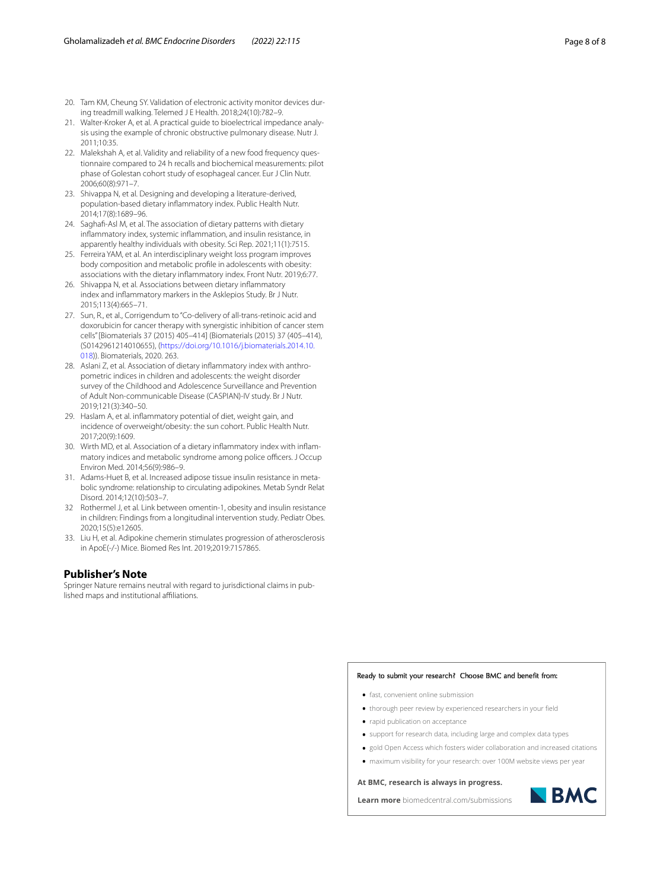20. Tam KM, Cheung SY. Validation of electronic activity monitor devices during treadmill walking. Telemed J E Health. 2018;24(10):782–9.
21. Walter-Kroker A, et al. A practical guide to bioelectrical impedance analysis using the example of chronic obstructive pulmonary disease. Nutr J. 2011;10:35.
22. Malekshah A, et al. Validity and reliability of a new food frequency questionnaire compared to 24 h recalls and biochemical measurements: pilot phase of Golestan cohort study of esophageal cancer. Eur J Clin Nutr. 2006;60(8):971–7.
23. Shivappa N, et al. Designing and developing a literature-derived, population-based dietary inflammatory index. Public Health Nutr. 2014;17(8):1689–96.
24. Saghafi-Asl M, et al. The association of dietary patterns with dietary inflammatory index, systemic inflammation, and insulin resistance, in apparently healthy individuals with obesity. Sci Rep. 2021;11(1):7515.
25. Ferreira YAM, et al. An interdisciplinary weight loss program improves body composition and metabolic profile in adolescents with obesity: associations with the dietary inflammatory index. Front Nutr. 2019;6:77.
26. Shivappa N, et al. Associations between dietary inflammatory index and inflammatory markers in the Asklepios Study. Br J Nutr. 2015;113(4):665–71.
27. Sun, R., et al., Corrigendum to "Co-delivery of all-trans-retinoic acid and doxorubicin for cancer therapy with synergistic inhibition of cancer stem cells" [Biomaterials 37 (2015) 405–414] (Biomaterials (2015) 37 (405–414), (S0142961214010655), (https://doi.org/10.1016/j.biomaterials.2014.10.018)). Biomaterials, 2020. 263.
28. Aslani Z, et al. Association of dietary inflammatory index with anthropometric indices in children and adolescents: the weight disorder survey of the Childhood and Adolescence Surveillance and Prevention of Adult Non-communicable Disease (CASPIAN)-IV study. Br J Nutr. 2019;121(3):340–50.
29. Haslam A, et al. inflammatory potential of diet, weight gain, and incidence of overweight/obesity: the sun cohort. Public Health Nutr. 2017;20(9):1609.
30. Wirth MD, et al. Association of a dietary inflammatory index with inflammatory indices and metabolic syndrome among police officers. J Occup Environ Med. 2014;56(9):986–9.
31. Adams-Huet B, et al. Increased adipose tissue insulin resistance in metabolic syndrome: relationship to circulating adipokines. Metab Syndr Relat Disord. 2014;12(10):503–7.
32. Rothermel J, et al. Link between omentin-1, obesity and insulin resistance in children: Findings from a longitudinal intervention study. Pediatr Obes. 2020;15(5):e12605.
33. Liu H, et al. Adipokine chemerin stimulates progression of atherosclerosis in ApoE(-/-) Mice. Biomed Res Int. 2019;2019:7157865.

## Publisher's Note

Springer Nature remains neutral with regard to jurisdictional claims in published maps and institutional affiliations.

Ready to submit your research? Choose BMC and benefit from:

- fast, convenient online submission
- thorough peer review by experienced researchers in your field
- rapid publication on acceptance
- support for research data, including large and complex data types
- gold Open Access which fosters wider collaboration and increased citations
- maximum visibility for your research: over 100M website views per year

**At BMC, research is always in progress.**

**Learn more** biomedcentral.com/submissions

BMC